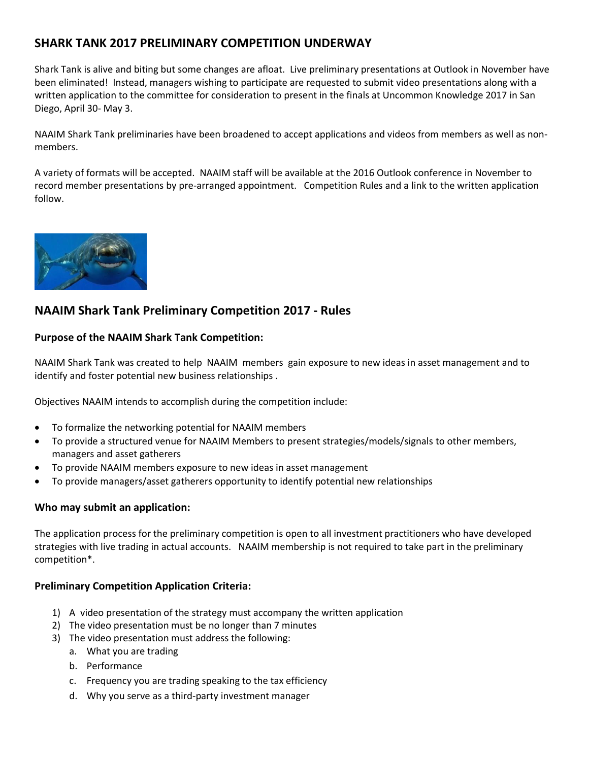## SHARK TANK 2017 PRELIMINARY COMPETITION UNDERWAY

Shark Tank is alive and biting but some changes are afloat. Live preliminary presentations at Outlook in November have been eliminated! Instead, managers wishing to participate are requested to submit video presentations along with a written application to the committee for consideration to present in the finals at Uncommon Knowledge 2017 in San Diego, April 30- May 3.

NAAIM Shark Tank preliminaries have been broadened to accept applications and videos from members as well as non-members.

A variety of formats will be accepted. NAAIM staff will be available at the 2016 Outlook conference in November to record member presentations by pre-arranged appointment. Competition Rules and a link to the written application follow.

## NAAIM Shark Tank Preliminary Competition 2017 - Rules

### Purpose of the NAAIM Shark Tank Competition:

NAAIM Shark Tank was created to help NAAIM members gain exposure to new ideas in asset management and to identify and foster potential new business relationships .

Objectives NAAIM intends to accomplish during the competition include:

- To formalize the networking potential for NAAIM members
- To provide a structured venue for NAAIM Members to present strategies/models/signals to other members, managers and asset gatherers
- To provide NAAIM members exposure to new ideas in asset management
- To provide managers/asset gatherers opportunity to identify potential new relationships

### Who may submit an application:

The application process for the preliminary competition is open to all investment practitioners who have developed strategies with live trading in actual accounts. NAAIM membership is not required to take part in the preliminary competition*.

### Preliminary Competition Application Criteria:

1) A video presentation of the strategy must accompany the written application
2) The video presentation must be no longer than 7 minutes
3) The video presentation must address the following:
   a. What you are trading
   b. Performance
   c. Frequency you are trading speaking to the tax efficiency
   d. Why you serve as a third-party investment manager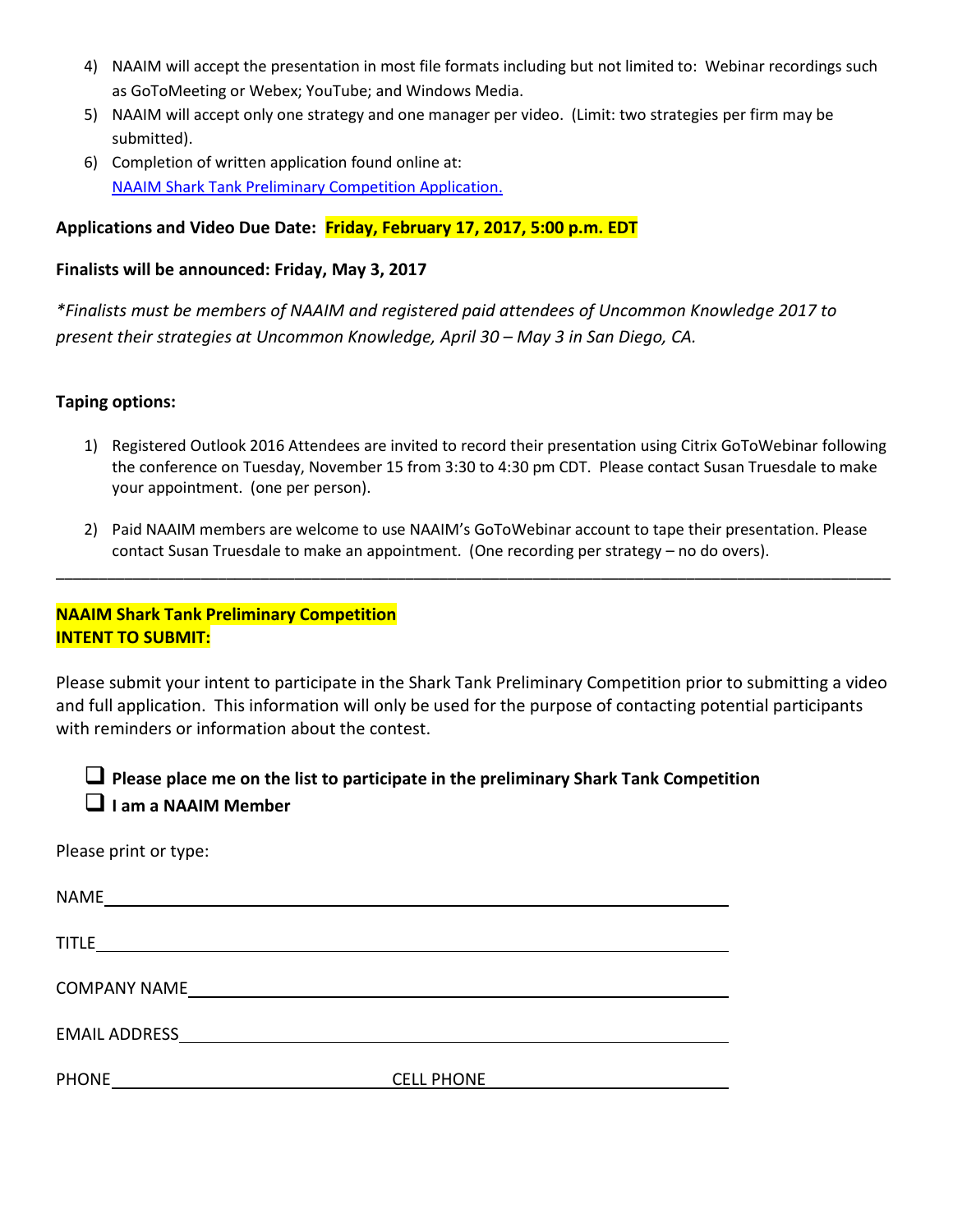4) NAAIM will accept the presentation in most file formats including but not limited to: Webinar recordings such as GoToMeeting or Webex; YouTube; and Windows Media.
5) NAAIM will accept only one strategy and one manager per video. (Limit: two strategies per firm may be submitted).
6) Completion of written application found online at: [NAAIM Shark Tank Preliminary Competition Application.]

**Applications and Video Due Date: Friday, February 17, 2017, 5:00 p.m. EDT**

**Finalists will be announced: Friday, May 3, 2017**

*\*Finalists must be members of NAAIM and registered paid attendees of Uncommon Knowledge 2017 to present their strategies at Uncommon Knowledge, April 30 – May 3 in San Diego, CA.*

**Taping options:**

1) Registered Outlook 2016 Attendees are invited to record their presentation using Citrix GoToWebinar following the conference on Tuesday, November 15 from 3:30 to 4:30 pm CDT. Please contact Susan Truesdale to make your appointment. (one per person).

2) Paid NAAIM members are welcome to use NAAIM's GoToWebinar account to tape their presentation. Please contact Susan Truesdale to make an appointment. (One recording per strategy – no do overs).

---

**NAAIM Shark Tank Preliminary Competition**
**INTENT TO SUBMIT:**

Please submit your intent to participate in the Shark Tank Preliminary Competition prior to submitting a video and full application. This information will only be used for the purpose of contacting potential participants with reminders or information about the contest.

- ☐ **Please place me on the list to participate in the preliminary Shark Tank Competition**
- ☐ **I am a NAAIM Member**

Please print or type:

NAME ______________________________________________

TITLE ______________________________________________

COMPANY NAME ______________________________________

EMAIL ADDRESS ______________________________________

PHONE ____________________ CELL PHONE ____________________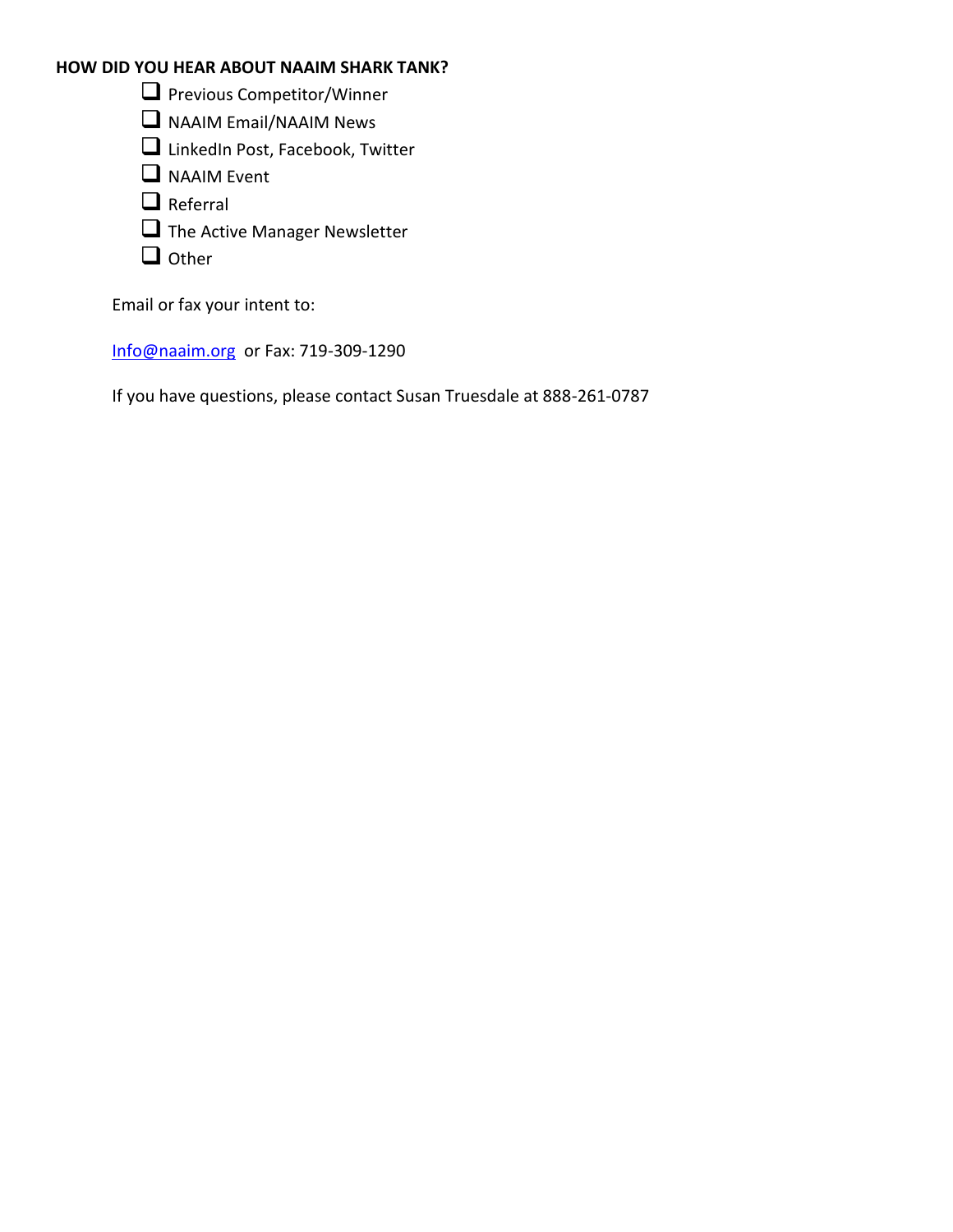**HOW DID YOU HEAR ABOUT NAAIM SHARK TANK?**

- [ ] Previous Competitor/Winner
- [ ] NAAIM Email/NAAIM News
- [ ] LinkedIn Post, Facebook, Twitter
- [ ] NAAIM Event
- [ ] Referral
- [ ] The Active Manager Newsletter
- [ ] Other

Email or fax your intent to:

Info@naaim.org or Fax: 719-309-1290

If you have questions, please contact Susan Truesdale at 888-261-0787